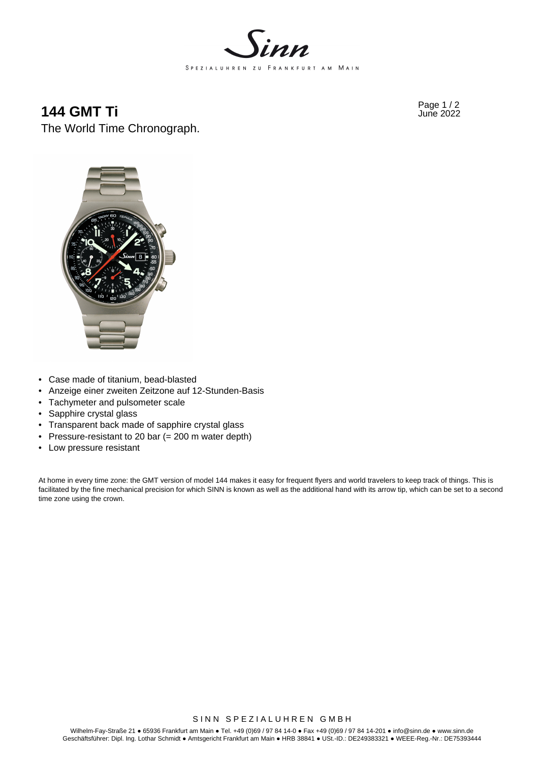# 144 GMT Ti

The World Time Chronograph.

- Case made of titanium, bead-blasted
- Anzeige einer zweiten Zeitzone auf 12-Stunden-Basis
- Tachymeter and pulsometer scale
- Sapphire crystal glass
- Transparent back made of sapphire crystal glass
- Pressure-resistant to 20 bar (= 200 m water depth)
- Low pressure resistant

At home in every time zone: the GMT version of model 144 makes it easy for frequent flyers and world travelers to keep track of things. This is facilitated by the fine mechanical precision for which SINN is known as well as the additional hand with its arrow tip, which can be set to a second time zone using the crown.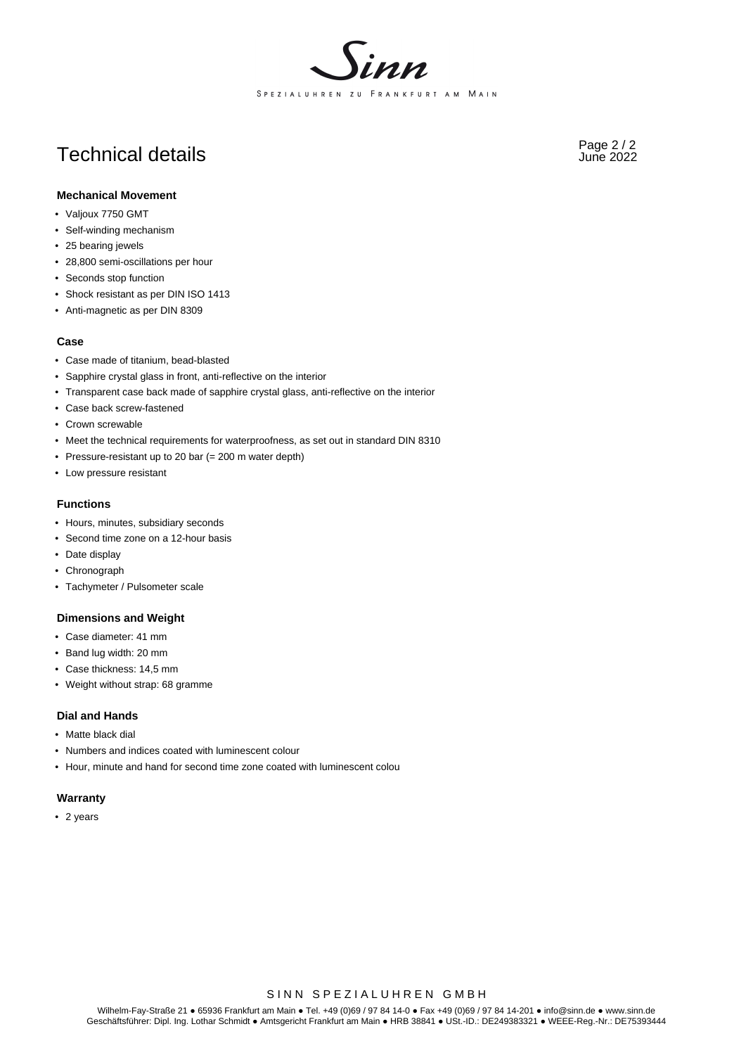# Technical details

June 2022

### Mechanical Movement

- Valjoux 7750 GMT
- Self-winding mechanism
- 25 bearing jewels
- 28,800 semi-oscillations per hour
- Seconds stop function
- Shock resistant as per DIN ISO 1413
- Anti-magnetic as per DIN 8309

### Case

- Case made of titanium, bead-blasted
- Sapphire crystal glass in front, anti-reflective on the interior
- Transparent case back made of sapphire crystal glass, anti-reflective on the interior
- Case back screw-fastened
- Crown screwable
- Meet the technical requirements for waterproofness, as set out in standard DIN 8310
- Pressure-resistant up to 20 bar (= 200 m water depth)
- Low pressure resistant

### Functions

- Hours, minutes, subsidiary seconds
- Second time zone on a 12-hour basis
- Date display
- Chronograph
- Tachymeter / Pulsometer scale

### Dimensions and Weight

- Case diameter: 41 mm
- Band lug width: 20 mm
- Case thickness: 14,5 mm
- Weight without strap: 68 gramme

### Dial and Hands

- Matte black dial
- Numbers and indices coated with luminescent colour
- Hour, minute and hand for second time zone coated with luminescent colou

### Warranty

- 2 years